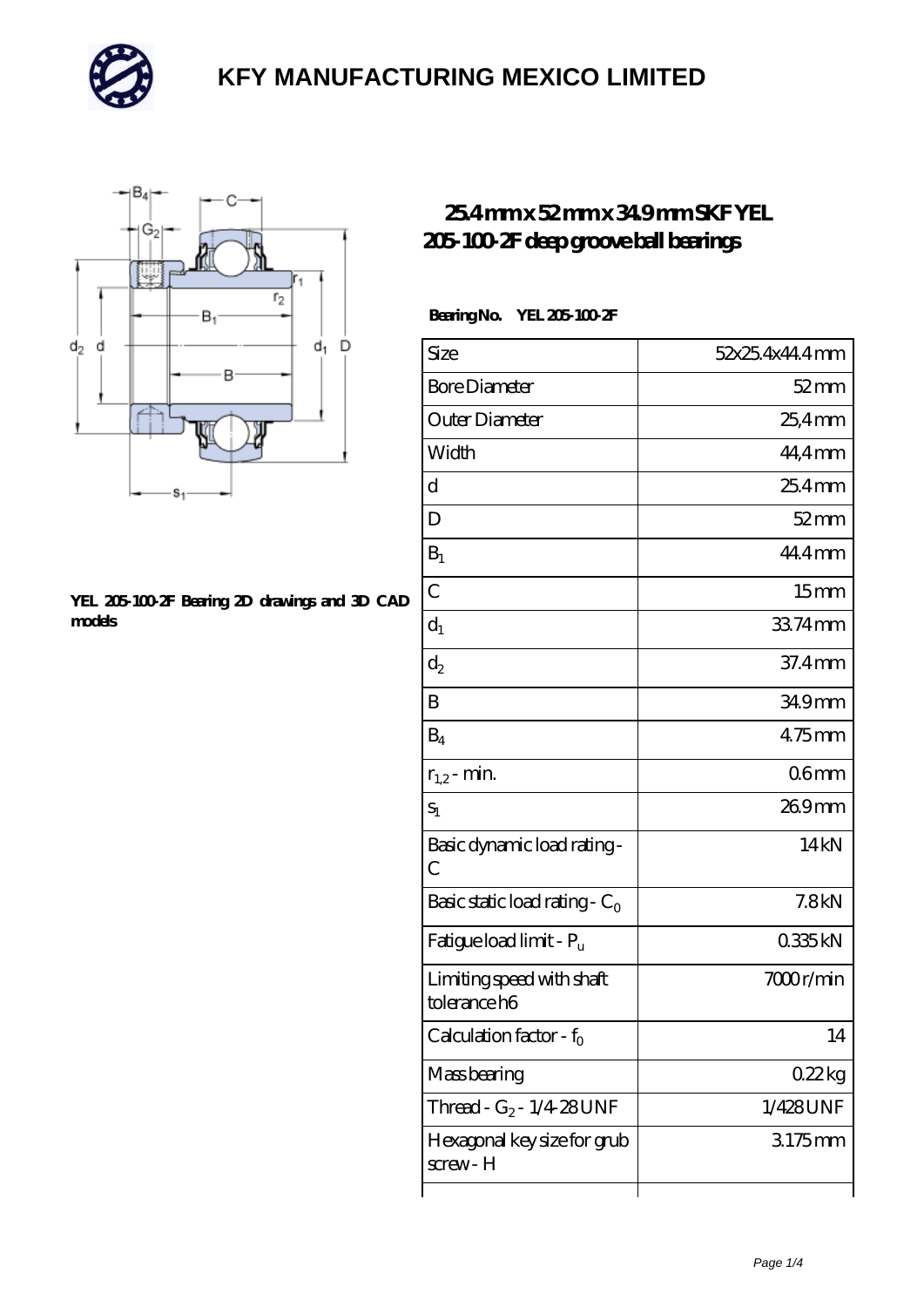# KFY MANUFACTURING MEXICO LIMITED

## 25.4 mm x 52 mm x 34.9 mm SKF YEL 205-100-2F deep groove ball bearings

**YEL 205-100-2F Bearing 2D drawings and 3D CAD models**

**Bearing No. YEL 205-100-2F**

| Size | 52x25.4x44.4 mm |
| --- | --- |
| Bore Diameter | 52 mm |
| Outer Diameter | 25,4 mm |
| Width | 44,4 mm |
| d | 25.4 mm |
| D | 52 mm |
| $B_1$ | 44.4 mm |
| C | 15 mm |
| $d_1$ | 33.74 mm |
| $d_2$ | 37.4 mm |
| B | 34.9 mm |
| $B_4$ | 4.75 mm |
| $r_{1,2}$ - min. | 0.6 mm |
| $s_1$ | 26.9 mm |
| Basic dynamic load rating - C | 14 kN |
| Basic static load rating - $C_0$ | 7.8 kN |
| Fatigue load limit - $P_u$ | 0.335 kN |
| Limiting speed with shaft tolerance h6 | 7000 r/min |
| Calculation factor - $f_0$ | 14 |
| Mass bearing | 0.22 kg |
| Thread - $G_2$ - 1/4-28 UNF | 1/428 UNF |
| Hexagonal key size for grub screw - H | 3.175 mm |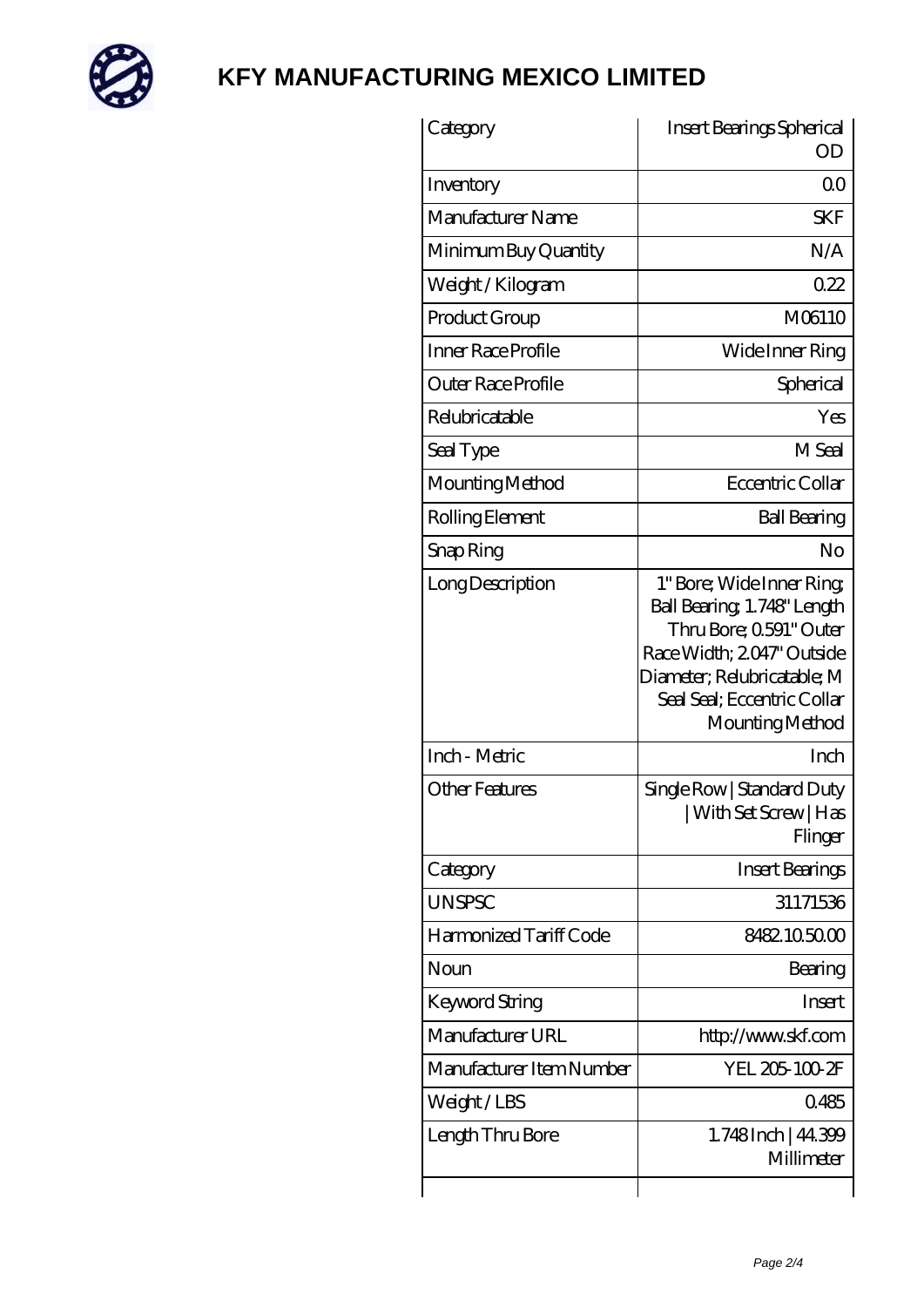# KFY MANUFACTURING MEXICO LIMITED

| Category | Insert Bearings Spherical OD |
| --- | --- |
| Inventory | 0.0 |
| Manufacturer Name | SKF |
| Minimum Buy Quantity | N/A |
| Weight / Kilogram | 0.22 |
| Product Group | M06110 |
| Inner Race Profile | Wide Inner Ring |
| Outer Race Profile | Spherical |
| Relubricatable | Yes |
| Seal Type | M Seal |
| Mounting Method | Eccentric Collar |
| Rolling Element | Ball Bearing |
| Snap Ring | No |
| Long Description | 1" Bore; Wide Inner Ring; Ball Bearing; 1.748" Length Thru Bore; 0.591" Outer Race Width; 2.047" Outside Diameter; Relubricatable; M Seal Seal; Eccentric Collar Mounting Method |
| Inch - Metric | Inch |
| Other Features | Single Row \| Standard Duty \| With Set Screw \| Has Flinger |
| Category | Insert Bearings |
| UNSPSC | 31171536 |
| Harmonized Tariff Code | 8482.10.50.00 |
| Noun | Bearing |
| Keyword String | Insert |
| Manufacturer URL | http://www.skf.com |
| Manufacturer Item Number | YEL 205-100-2F |
| Weight / LBS | 0.485 |
| Length Thru Bore | 1.748 Inch \| 44.399 Millimeter |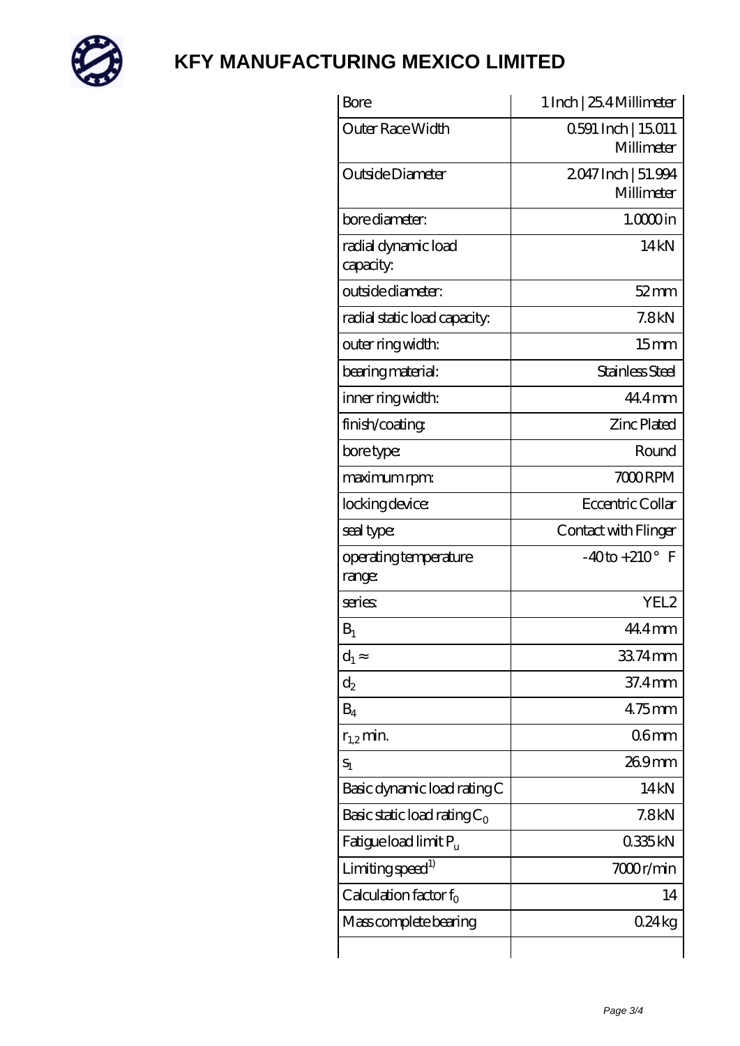# KFY MANUFACTURING MEXICO LIMITED

| Bore | 1 Inch \| 25.4 Millimeter |
|---|---|
| Outer Race Width | 0.591 Inch \| 15.011 Millimeter |
| Outside Diameter | 2.047 Inch \| 51.994 Millimeter |
| bore diameter: | 1.0000 in |
| radial dynamic load capacity: | 14 kN |
| outside diameter: | 52 mm |
| radial static load capacity: | 7.8 kN |
| outer ring width: | 15 mm |
| bearing material: | Stainless Steel |
| inner ring width: | 44.4 mm |
| finish/coating: | Zinc Plated |
| bore type: | Round |
| maximum rpm: | 7000 RPM |
| locking device: | Eccentric Collar |
| seal type: | Contact with Flinger |
| operating temperature range: | -40 to +210 ° F |
| series: | YEL2 |
| $B_1$ | 44.4 mm |
| $d_1 \approx$ | 33.74 mm |
| $d_2$ | 37.4 mm |
| $B_4$ | 4.75 mm |
| $r_{1,2}$ min. | 0.6 mm |
| $S_1$ | 26.9 mm |
| Basic dynamic load rating C | 14 kN |
| Basic static load rating $C_0$ | 7.8 kN |
| Fatigue load limit $P_u$ | 0.335 kN |
| Limiting speed[1)] | 7000 r/min |
| Calculation factor $f_0$ | 14 |
| Mass complete bearing | 0.24 kg |
| | |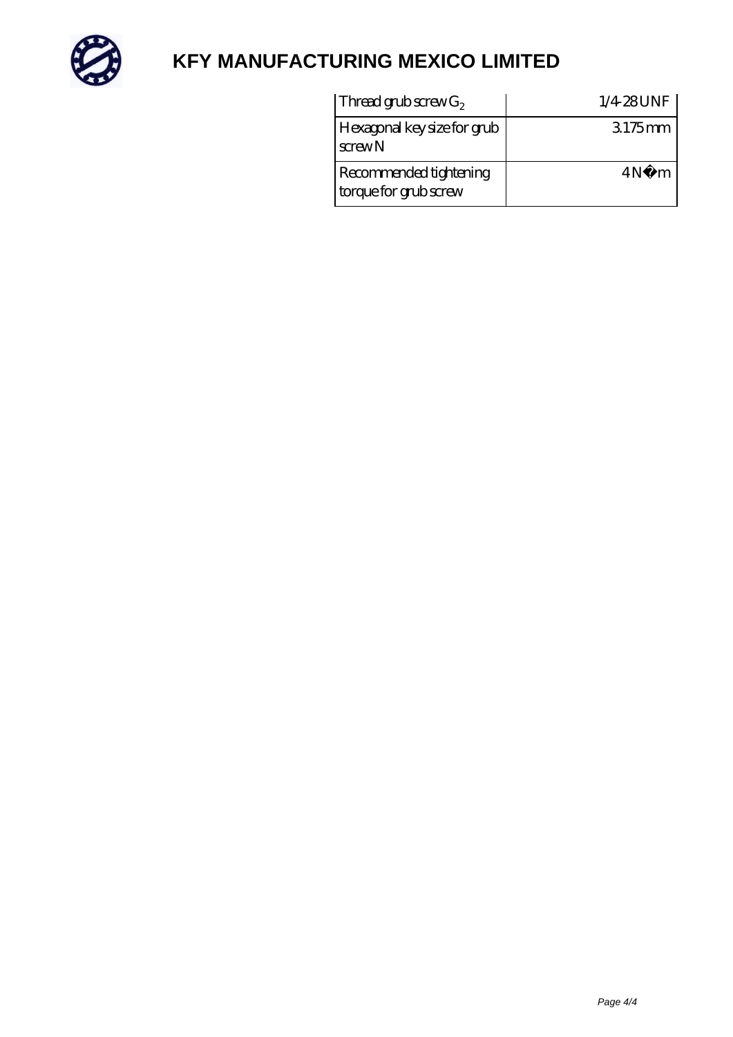| | |
|---|---|
| Thread grub screw $G_2$ | 1/4-28 UNF |
| Hexagonal key size for grub screw N | 3.175 mm |
| Recommended tightening torque for grub screw | 4 N�m |